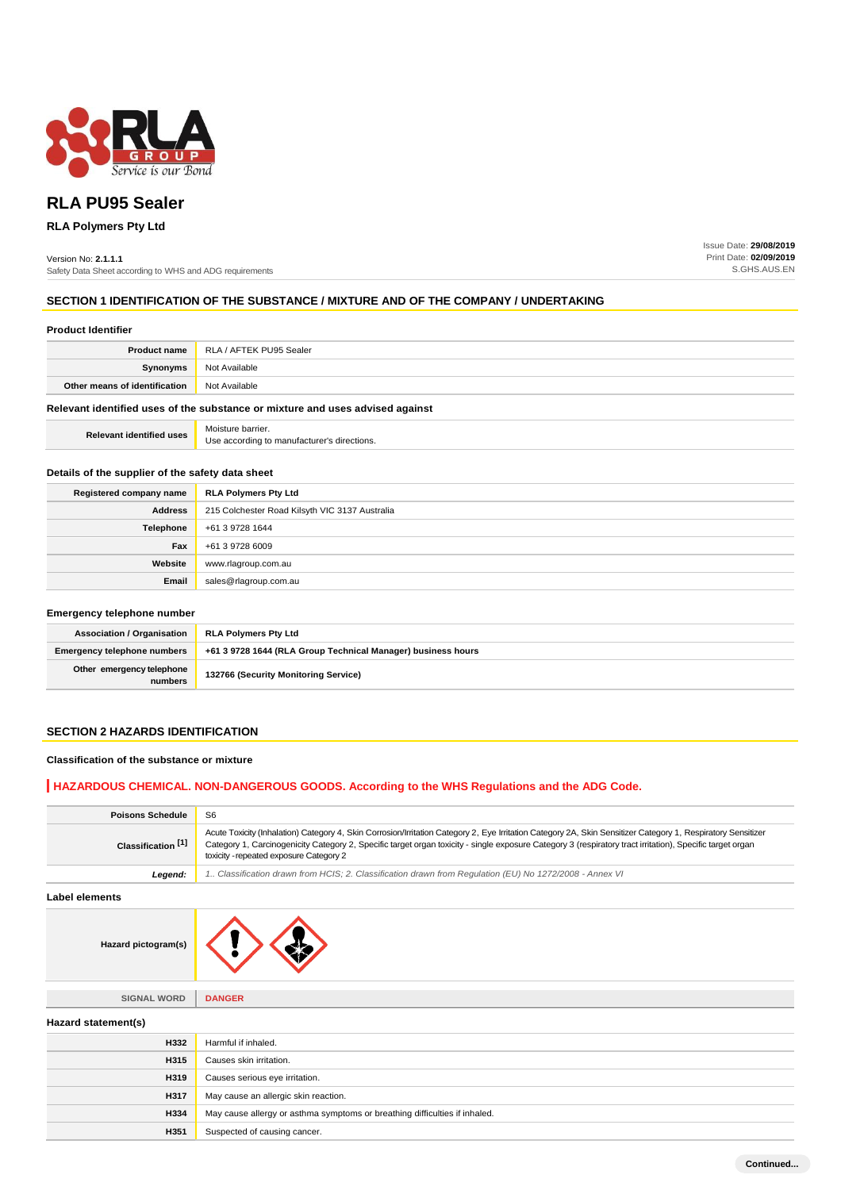# RLA PU95 Sealer

## RLA Polymers Pty Ltd

Version No: **2.1.1.1**
Safety Data Sheet according to WHS and ADG requirements

Issue Date: **29/08/2019**
Print Date: **02/09/2019**
S.GHS.AUS.EN

## SECTION 1 IDENTIFICATION OF THE SUBSTANCE / MIXTURE AND OF THE COMPANY / UNDERTAKING

### Product Identifier

| | |
|---|---|
| **Product name** | RLA / AFTEK PU95 Sealer |
| **Synonyms** | Not Available |
| **Other means of identification** | Not Available |

### Relevant identified uses of the substance or mixture and uses advised against

| | |
|---|---|
| **Relevant identified uses** | Moisture barrier.<br>Use according to manufacturer's directions. |

### Details of the supplier of the safety data sheet

| | |
|---|---|
| **Registered company name** | **RLA Polymers Pty Ltd** |
| **Address** | 215 Colchester Road Kilsyth VIC 3137 Australia |
| **Telephone** | +61 3 9728 1644 |
| **Fax** | +61 3 9728 6009 |
| **Website** | www.rlagroup.com.au |
| **Email** | sales@rlagroup.com.au |

### Emergency telephone number

| | |
|---|---|
| **Association / Organisation** | **RLA Polymers Pty Ltd** |
| **Emergency telephone numbers** | **+61 3 9728 1644 (RLA Group Technical Manager) business hours** |
| **Other emergency telephone numbers** | **132766 (Security Monitoring Service)** |

## SECTION 2 HAZARDS IDENTIFICATION

### Classification of the substance or mixture

**HAZARDOUS CHEMICAL. NON-DANGEROUS GOODS. According to the WHS Regulations and the ADG Code.**

| | |
|---|---|
| **Poisons Schedule** | S6 |
| **Classification [1]** | Acute Toxicity (Inhalation) Category 4, Skin Corrosion/Irritation Category 2, Eye Irritation Category 2A, Skin Sensitizer Category 1, Respiratory Sensitizer Category 1, Carcinogenicity Category 2, Specific target organ toxicity - single exposure Category 3 (respiratory tract irritation), Specific target organ toxicity -repeated exposure Category 2 |
| ***Legend:*** | *1.. Classification drawn from HCIS; 2. Classification drawn from Regulation (EU) No 1272/2008 - Annex VI* |

### Label elements

| | |
|---|---|
| **Hazard pictogram(s)** | |
| **SIGNAL WORD** | **DANGER** |

### Hazard statement(s)

| | |
|---|---|
| **H332** | Harmful if inhaled. |
| **H315** | Causes skin irritation. |
| **H319** | Causes serious eye irritation. |
| **H317** | May cause an allergic skin reaction. |
| **H334** | May cause allergy or asthma symptoms or breathing difficulties if inhaled. |
| **H351** | Suspected of causing cancer. |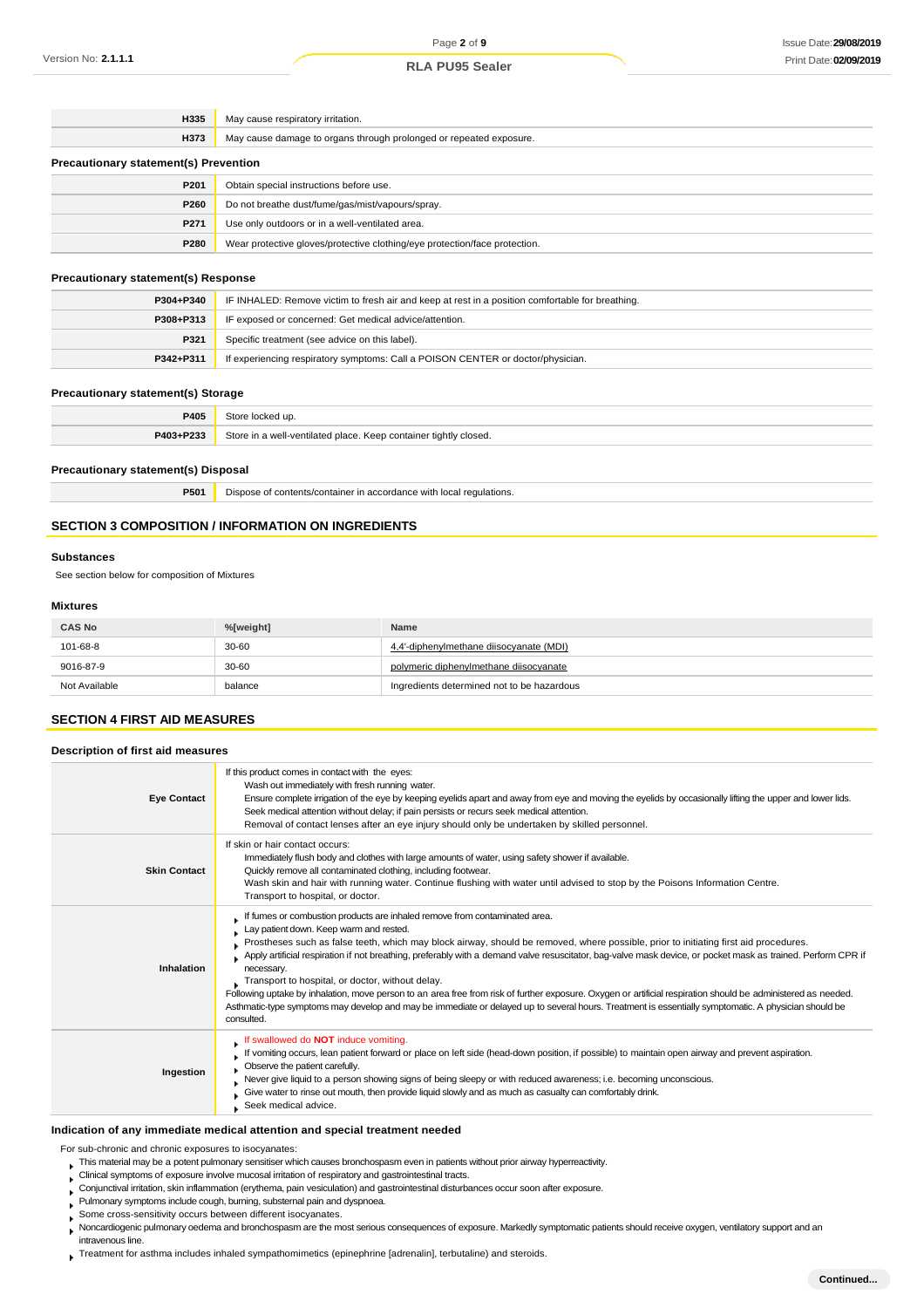| | |
|---|---|
| **H335** | May cause respiratory irritation. |
| **H373** | May cause damage to organs through prolonged or repeated exposure. |

### Precautionary statement(s) Prevention

| | |
|---|---|
| **P201** | Obtain special instructions before use. |
| **P260** | Do not breathe dust/fume/gas/mist/vapours/spray. |
| **P271** | Use only outdoors or in a well-ventilated area. |
| **P280** | Wear protective gloves/protective clothing/eye protection/face protection. |

### Precautionary statement(s) Response

| | |
|---|---|
| **P304+P340** | IF INHALED: Remove victim to fresh air and keep at rest in a position comfortable for breathing. |
| **P308+P313** | IF exposed or concerned: Get medical advice/attention. |
| **P321** | Specific treatment (see advice on this label). |
| **P342+P311** | If experiencing respiratory symptoms: Call a POISON CENTER or doctor/physician. |

### Precautionary statement(s) Storage

| | |
|---|---|
| **P405** | Store locked up. |
| **P403+P233** | Store in a well-ventilated place. Keep container tightly closed. |

### Precautionary statement(s) Disposal

| | |
|---|---|
| **P501** | Dispose of contents/container in accordance with local regulations. |

## SECTION 3 COMPOSITION / INFORMATION ON INGREDIENTS

### Substances

See section below for composition of Mixtures

### Mixtures

| CAS No | %[weight] | Name |
|---|---|---|
| 101-68-8 | 30-60 | 4,4'-diphenylmethane diisocyanate (MDI) |
| 9016-87-9 | 30-60 | polymeric diphenylmethane diisocyanate |
| Not Available | balance | Ingredients determined not to be hazardous |

## SECTION 4 FIRST AID MEASURES

### Description of first aid measures

| | |
|---|---|
| **Eye Contact** | If this product comes in contact with the eyes: Wash out immediately with fresh running water. Ensure complete irrigation of the eye by keeping eyelids apart and away from eye and moving the eyelids by occasionally lifting the upper and lower lids. Seek medical attention without delay; if pain persists or recurs seek medical attention. Removal of contact lenses after an eye injury should only be undertaken by skilled personnel. |
| **Skin Contact** | If skin or hair contact occurs: Immediately flush body and clothes with large amounts of water, using safety shower if available. Quickly remove all contaminated clothing, including footwear. Wash skin and hair with running water. Continue flushing with water until advised to stop by the Poisons Information Centre. Transport to hospital, or doctor. |
| **Inhalation** | ▸ If fumes or combustion products are inhaled remove from contaminated area. ▸ Lay patient down. Keep warm and rested. ▸ Prostheses such as false teeth, which may block airway, should be removed, where possible, prior to initiating first aid procedures. ▸ Apply artificial respiration if not breathing, preferably with a demand valve resuscitator, bag-valve mask device, or pocket mask as trained. Perform CPR if necessary. ▸ Transport to hospital, or doctor, without delay. Following uptake by inhalation, move person to an area free from risk of further exposure. Oxygen or artificial respiration should be administered as needed. Asthmatic-type symptoms may develop and may be immediate or delayed up to several hours. Treatment is essentially symptomatic. A physician should be consulted. |
| **Ingestion** | ▸ If swallowed do **NOT** induce vomiting. ▸ If vomiting occurs, lean patient forward or place on left side (head-down position, if possible) to maintain open airway and prevent aspiration. ▸ Observe the patient carefully. ▸ Never give liquid to a person showing signs of being sleepy or with reduced awareness; i.e. becoming unconscious. ▸ Give water to rinse out mouth, then provide liquid slowly and as much as casualty can comfortably drink. ▸ Seek medical advice. |

### Indication of any immediate medical attention and special treatment needed

For sub-chronic and chronic exposures to isocyanates:

- This material may be a potent pulmonary sensitiser which causes bronchospasm even in patients without prior airway hyperreactivity.
- Clinical symptoms of exposure involve mucosal irritation of respiratory and gastrointestinal tracts.
- Conjunctival irritation, skin inflammation (erythema, pain vesiculation) and gastrointestinal disturbances occur soon after exposure.
- Pulmonary symptoms include cough, burning, substernal pain and dyspnoea.
- Some cross-sensitivity occurs between different isocyanates.
- Noncardiogenic pulmonary oedema and bronchospasm are the most serious consequences of exposure. Markedly symptomatic patients should receive oxygen, ventilatory support and an intravenous line.
- Treatment for asthma includes inhaled sympathomimetics (epinephrine [adrenalin], terbutaline) and steroids.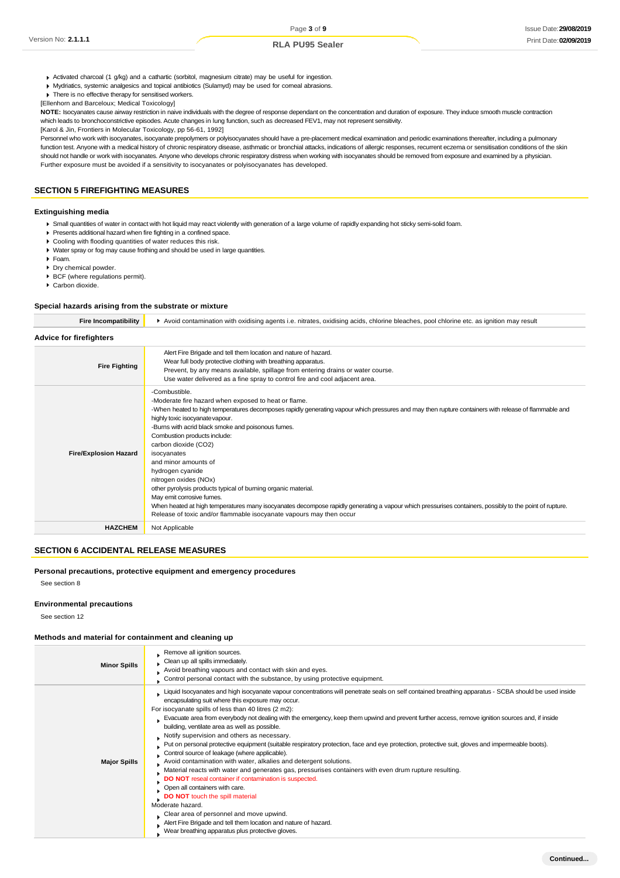- Activated charcoal (1 g/kg) and a cathartic (sorbitol, magnesium citrate) may be useful for ingestion.
- Mydriatics, systemic analgesics and topical antibiotics (Sulamyd) may be used for corneal abrasions.
- There is no effective therapy for sensitised workers.

[Ellenhorn and Barceloux; Medical Toxicology]

**NOTE:** Isocyanates cause airway restriction in naive individuals with the degree of response dependant on the concentration and duration of exposure. They induce smooth muscle contraction which leads to bronchoconstrictive episodes. Acute changes in lung function, such as decreased FEV1, may not represent sensitivity.

[Karol & Jin, Frontiers in Molecular Toxicology, pp 56-61, 1992]

Personnel who work with isocyanates, isocyanate prepolymers or polyisocyanates should have a pre-placement medical examination and periodic examinations thereafter, including a pulmonary function test. Anyone with a medical history of chronic respiratory disease, asthmatic or bronchial attacks, indications of allergic responses, recurrent eczema or sensitisation conditions of the skin should not handle or work with isocyanates. Anyone who develops chronic respiratory distress when working with isocyanates should be removed from exposure and examined by a physician. Further exposure must be avoided if a sensitivity to isocyanates or polyisocyanates has developed.

## SECTION 5 FIREFIGHTING MEASURES

### Extinguishing media

- Small quantities of water in contact with hot liquid may react violently with generation of a large volume of rapidly expanding hot sticky semi-solid foam.
- Presents additional hazard when fire fighting in a confined space.
- Cooling with flooding quantities of water reduces this risk.
- Water spray or fog may cause frothing and should be used in large quantities.
- Foam.
- Dry chemical powder.
- BCF (where regulations permit).
- Carbon dioxide.

### Special hazards arising from the substrate or mixture

| | |
|---|---|
| **Fire Incompatibility** | Avoid contamination with oxidising agents i.e. nitrates, oxidising acids, chlorine bleaches, pool chlorine etc. as ignition may result |

### Advice for firefighters

| | |
|---|---|
| **Fire Fighting** | Alert Fire Brigade and tell them location and nature of hazard.<br>Wear full body protective clothing with breathing apparatus.<br>Prevent, by any means available, spillage from entering drains or water course.<br>Use water delivered as a fine spray to control fire and cool adjacent area. |
| **Fire/Explosion Hazard** | -Combustible.<br>-Moderate fire hazard when exposed to heat or flame.<br>-When heated to high temperatures decomposes rapidly generating vapour which pressures and may then rupture containers with release of flammable and highly toxic isocyanate vapour.<br>-Burns with acrid black smoke and poisonous fumes.<br>Combustion products include:<br>carbon dioxide ($CO_2$)<br>isocyanates<br>and minor amounts of<br>hydrogen cyanide<br>nitrogen oxides ($NO_x$)<br>other pyrolysis products typical of burning organic material.<br>May emit corrosive fumes.<br>When heated at high temperatures many isocyanates decompose rapidly generating a vapour which pressurises containers, possibly to the point of rupture. Release of toxic and/or flammable isocyanate vapours may then occur |
| **HAZCHEM** | Not Applicable |

## SECTION 6 ACCIDENTAL RELEASE MEASURES

### Personal precautions, protective equipment and emergency procedures

See section 8

### Environmental precautions

See section 12

### Methods and material for containment and cleaning up

| | |
|---|---|
| **Minor Spills** | - Remove all ignition sources.<br>- Clean up all spills immediately.<br>- Avoid breathing vapours and contact with skin and eyes.<br>- Control personal contact with the substance, by using protective equipment. |
| **Major Spills** | - Liquid Isocyanates and high isocyanate vapour concentrations will penetrate seals on self contained breathing apparatus - SCBA should be used inside encapsulating suit where this exposure may occur.<br>For isocyanate spills of less than 40 litres (2 $m^2$):<br>- Evacuate area from everybody not dealing with the emergency, keep them upwind and prevent further access, remove ignition sources and, if inside building, ventilate area as well as possible.<br>- Notify supervision and others as necessary.<br>- Put on personal protective equipment (suitable respiratory protection, face and eye protection, protective suit, gloves and impermeable boots).<br>- Control source of leakage (where applicable).<br>- Avoid contamination with water, alkalies and detergent solutions.<br>- Material reacts with water and generates gas, pressurises containers with even drum rupture resulting.<br>- **DO NOT** reseal container if contamination is suspected.<br>- Open all containers with care.<br>- **DO NOT** touch the spill material<br>Moderate hazard.<br>- Clear area of personnel and move upwind.<br>- Alert Fire Brigade and tell them location and nature of hazard.<br>- Wear breathing apparatus plus protective gloves. |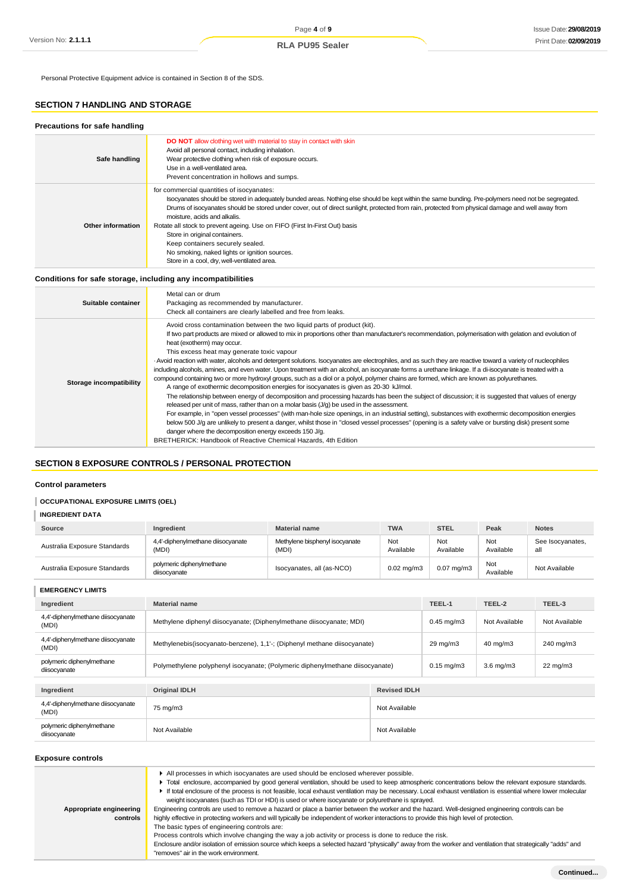Personal Protective Equipment advice is contained in Section 8 of the SDS.

## SECTION 7 HANDLING AND STORAGE

### Precautions for safe handling

| | |
|---|---|
| **Safe handling** | **DO NOT** allow clothing wet with material to stay in contact with skin<br>Avoid all personal contact, including inhalation.<br>Wear protective clothing when risk of exposure occurs.<br>Use in a well-ventilated area.<br>Prevent concentration in hollows and sumps. |
| **Other information** | for commercial quantities of isocyanates:<br>Isocyanates should be stored in adequately bunded areas. Nothing else should be kept within the same bunding. Pre-polymers need not be segregated.<br>Drums of isocyanates should be stored under cover, out of direct sunlight, protected from rain, protected from physical damage and well away from moisture, acids and alkalis.<br>Rotate all stock to prevent ageing. Use on FIFO (First In-First Out) basis<br>Store in original containers.<br>Keep containers securely sealed.<br>No smoking, naked lights or ignition sources.<br>Store in a cool, dry, well-ventilated area. |

### Conditions for safe storage, including any incompatibilities

| | |
|---|---|
| **Suitable container** | Metal can or drum<br>Packaging as recommended by manufacturer.<br>Check all containers are clearly labelled and free from leaks. |
| **Storage incompatibility** | Avoid cross contamination between the two liquid parts of product (kit).<br>If two part products are mixed or allowed to mix in proportions other than manufacturer's recommendation, polymerisation with gelation and evolution of heat (exotherm) may occur.<br>This excess heat may generate toxic vapour<br>· Avoid reaction with water, alcohols and detergent solutions. Isocyanates are electrophiles, and as such they are reactive toward a variety of nucleophiles including alcohols, amines, and even water. Upon treatment with an alcohol, an isocyanate forms a urethane linkage. If a di-isocyanate is treated with a compound containing two or more hydroxyl groups, such as a diol or a polyol, polymer chains are formed, which are known as polyurethanes.<br>A range of exothermic decomposition energies for isocyanates is given as 20-30 kJ/mol.<br>The relationship between energy of decomposition and processing hazards has been the subject of discussion; it is suggested that values of energy released per unit of mass, rather than on a molar basis (J/g) be used in the assessment.<br>For example, in "open vessel processes" (with man-hole size openings, in an industrial setting), substances with exothermic decomposition energies below 500 J/g are unlikely to present a danger, whilst those in "closed vessel processes" (opening is a safety valve or bursting disk) present some danger where the decomposition energy exceeds 150 J/g.<br>BRETHERICK: Handbook of Reactive Chemical Hazards, 4th Edition |

## SECTION 8 EXPOSURE CONTROLS / PERSONAL PROTECTION

### Control parameters

#### OCCUPATIONAL EXPOSURE LIMITS (OEL)

#### INGREDIENT DATA

| Source | Ingredient | Material name | TWA | STEL | Peak | Notes |
|---|---|---|---|---|---|---|
| Australia Exposure Standards | 4,4'-diphenylmethane diisocyanate (MDI) | Methylene bisphenyl isocyanate (MDI) | Not Available | Not Available | Not Available | See Isocyanates, all |
| Australia Exposure Standards | polymeric diphenylmethane diisocyanate | Isocyanates, all (as-NCO) | 0.02 mg/m3 | 0.07 mg/m3 | Not Available | Not Available |

#### EMERGENCY LIMITS

| Ingredient | Material name | TEEL-1 | TEEL-2 | TEEL-3 |
|---|---|---|---|---|
| 4,4'-diphenylmethane diisocyanate (MDI) | Methylene diphenyl diisocyanate; (Diphenylmethane diisocyanate; MDI) | 0.45 mg/m3 | Not Available | Not Available |
| 4,4'-diphenylmethane diisocyanate (MDI) | Methylenebis(isocyanato-benzene), 1,1'-; (Diphenyl methane diisocyanate) | 29 mg/m3 | 40 mg/m3 | 240 mg/m3 |
| polymeric diphenylmethane diisocyanate | Polymethylene polyphenyl isocyanate; (Polymeric diphenylmethane diisocyanate) | 0.15 mg/m3 | 3.6 mg/m3 | 22 mg/m3 |

| Ingredient | Original IDLH | Revised IDLH |
|---|---|---|
| 4,4'-diphenylmethane diisocyanate (MDI) | 75 mg/m3 | Not Available |
| polymeric diphenylmethane diisocyanate | Not Available | Not Available |

### Exposure controls

| | |
|---|---|
| **Appropriate engineering controls** | ▶ All processes in which isocyanates are used should be enclosed wherever possible.<br>▶ Total enclosure, accompanied by good general ventilation, should be used to keep atmospheric concentrations below the relevant exposure standards.<br>▶ If total enclosure of the process is not feasible, local exhaust ventilation may be necessary. Local exhaust ventilation is essential where lower molecular weight isocyanates (such as TDI or HDI) is used or where isocyanate or polyurethane is sprayed.<br>Engineering controls are used to remove a hazard or place a barrier between the worker and the hazard. Well-designed engineering controls can be highly effective in protecting workers and will typically be independent of worker interactions to provide this high level of protection.<br>The basic types of engineering controls are:<br>Process controls which involve changing the way a job activity or process is done to reduce the risk.<br>Enclosure and/or isolation of emission source which keeps a selected hazard "physically" away from the worker and ventilation that strategically "adds" and "removes" air in the work environment. |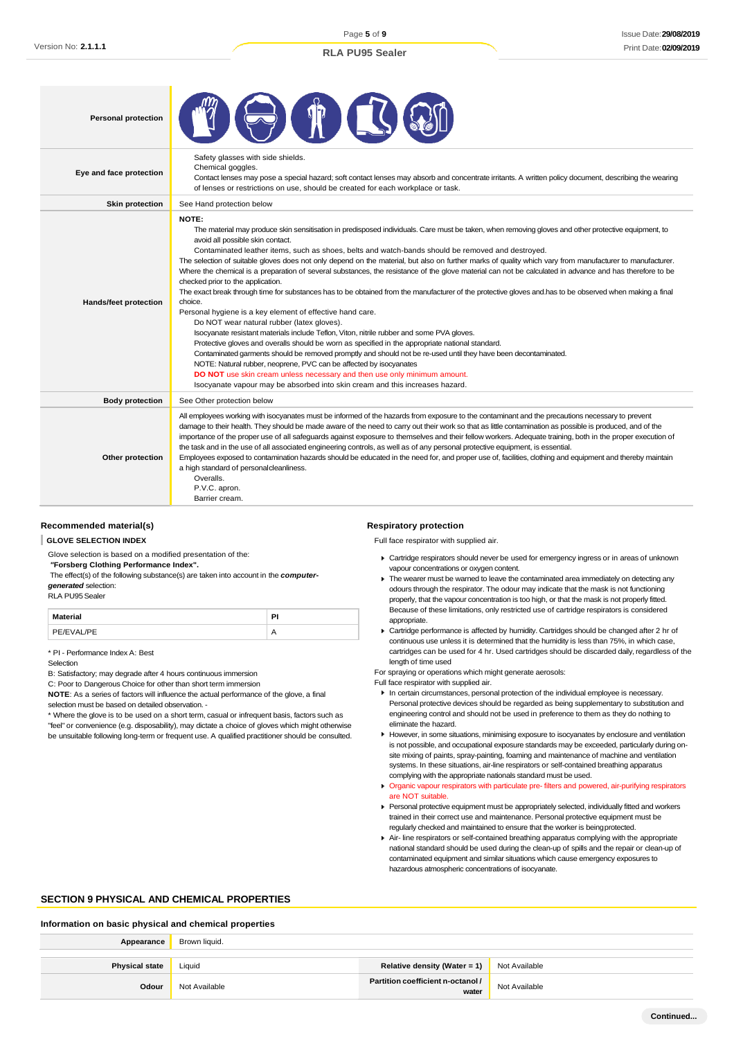| Personal protection | |
|---|---|
| Eye and face protection | Safety glasses with side shields.<br>Chemical goggles.<br>Contact lenses may pose a special hazard; soft contact lenses may absorb and concentrate irritants. A written policy document, describing the wearing of lenses or restrictions on use, should be created for each workplace or task. |
| Skin protection | See Hand protection below |
| Hands/feet protection | **NOTE:**<br>The material may produce skin sensitisation in predisposed individuals. Care must be taken, when removing gloves and other protective equipment, to avoid all possible skin contact.<br>Contaminated leather items, such as shoes, belts and watch-bands should be removed and destroyed.<br>The selection of suitable gloves does not only depend on the material, but also on further marks of quality which vary from manufacturer to manufacturer. Where the chemical is a preparation of several substances, the resistance of the glove material can not be calculated in advance and has therefore to be checked prior to the application.<br>The exact break through time for substances has to be obtained from the manufacturer of the protective gloves and.has to be observed when making a final choice.<br>Personal hygiene is a key element of effective hand care.<br>Do NOT wear natural rubber (latex gloves).<br>Isocyanate resistant materials include Teflon, Viton, nitrile rubber and some PVA gloves.<br>Protective gloves and overalls should be worn as specified in the appropriate national standard.<br>Contaminated garments should be removed promptly and should not be re-used until they have been decontaminated.<br>NOTE: Natural rubber, neoprene, PVC can be affected by isocyanates<br>**DO NOT** use skin cream unless necessary and then use only minimum amount.<br>Isocyanate vapour may be absorbed into skin cream and this increases hazard. |
| Body protection | See Other protection below |
| Other protection | All employees working with isocyanates must be informed of the hazards from exposure to the contaminant and the precautions necessary to prevent damage to their health. They should be made aware of the need to carry out their work so that as little contamination as possible is produced, and of the importance of the proper use of all safeguards against exposure to themselves and their fellow workers. Adequate training, both in the proper execution of the task and in the use of all associated engineering controls, as well as of any personal protective equipment, is essential.<br>Employees exposed to contamination hazards should be educated in the need for, and proper use of, facilities, clothing and equipment and thereby maintain a high standard of personal cleanliness.<br>Overalls.<br>P.V.C. apron.<br>Barrier cream. |

### Recommended material(s)

**GLOVE SELECTION INDEX**

Glove selection is based on a modified presentation of the:
**"Forsberg Clothing Performance Index".**
The effect(s) of the following substance(s) are taken into account in the ***computer-generated*** selection:
RLA PU95 Sealer

| Material | PI |
|---|---|
| PE/EVAL/PE | A |

* PI - Performance Index A: Best Selection
B: Satisfactory; may degrade after 4 hours continuous immersion
C: Poor to Dangerous Choice for other than short term immersion
**NOTE**: As a series of factors will influence the actual performance of the glove, a final selection must be based on detailed observation. -
* Where the glove is to be used on a short term, casual or infrequent basis, factors such as "feel" or convenience (e.g. disposability), may dictate a choice of gloves which might otherwise be unsuitable following long-term or frequent use. A qualified practitioner should be consulted.

### Respiratory protection

Full face respirator with supplied air.

- Cartridge respirators should never be used for emergency ingress or in areas of unknown vapour concentrations or oxygen content.
- The wearer must be warned to leave the contaminated area immediately on detecting any odours through the respirator. The odour may indicate that the mask is not functioning properly, that the vapour concentration is too high, or that the mask is not properly fitted. Because of these limitations, only restricted use of cartridge respirators is considered appropriate.
- Cartridge performance is affected by humidity. Cartridges should be changed after 2 hr of continuous use unless it is determined that the humidity is less than 75%, in which case, cartridges can be used for 4 hr. Used cartridges should be discarded daily, regardless of the length of time used

For spraying or operations which might generate aerosols:
Full face respirator with supplied air.

- In certain circumstances, personal protection of the individual employee is necessary. Personal protective devices should be regarded as being supplementary to substitution and engineering control and should not be used in preference to them as they do nothing to eliminate the hazard.
- However, in some situations, minimising exposure to isocyanates by enclosure and ventilation is not possible, and occupational exposure standards may be exceeded, particularly during on-site mixing of paints, spray-painting, foaming and maintenance of machine and ventilation systems. In these situations, air-line respirators or self-contained breathing apparatus complying with the appropriate nationals standard must be used.
- Organic vapour respirators with particulate pre- filters and powered, air-purifying respirators are NOT suitable.
- Personal protective equipment must be appropriately selected, individually fitted and workers trained in their correct use and maintenance. Personal protective equipment must be regularly checked and maintained to ensure that the worker is being protected.
- Air- line respirators or self-contained breathing apparatus complying with the appropriate national standard should be used during the clean-up of spills and the repair or clean-up of contaminated equipment and similar situations which cause emergency exposures to hazardous atmospheric concentrations of isocyanate.

## SECTION 9 PHYSICAL AND CHEMICAL PROPERTIES

### Information on basic physical and chemical properties

| Appearance | Brown liquid. | | |
|---|---|---|---|
| Physical state | Liquid | Relative density (Water = 1) | Not Available |
| Odour | Not Available | Partition coefficient n-octanol / water | Not Available |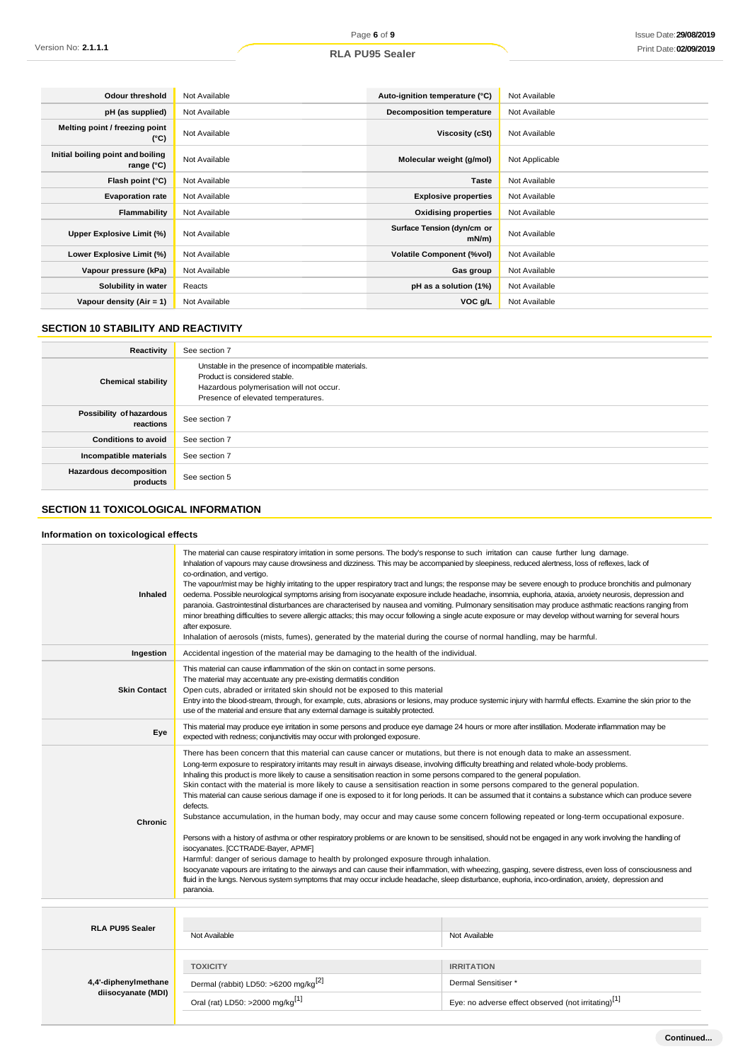| | | | |
|---|---|---|---|
| **Odour threshold** | Not Available | **Auto-ignition temperature (°C)** | Not Available |
| **pH (as supplied)** | Not Available | **Decomposition temperature** | Not Available |
| **Melting point / freezing point (°C)** | Not Available | **Viscosity (cSt)** | Not Available |
| **Initial boiling point and boiling range (°C)** | Not Available | **Molecular weight (g/mol)** | Not Applicable |
| **Flash point (°C)** | Not Available | **Taste** | Not Available |
| **Evaporation rate** | Not Available | **Explosive properties** | Not Available |
| **Flammability** | Not Available | **Oxidising properties** | Not Available |
| **Upper Explosive Limit (%)** | Not Available | **Surface Tension (dyn/cm or mN/m)** | Not Available |
| **Lower Explosive Limit (%)** | Not Available | **Volatile Component (%vol)** | Not Available |
| **Vapour pressure (kPa)** | Not Available | **Gas group** | Not Available |
| **Solubility in water** | Reacts | **pH as a solution (1%)** | Not Available |
| **Vapour density (Air = 1)** | Not Available | **VOC g/L** | Not Available |

## SECTION 10 STABILITY AND REACTIVITY

| | |
|---|---|
| **Reactivity** | See section 7 |
| **Chemical stability** | Unstable in the presence of incompatible materials.<br>Product is considered stable.<br>Hazardous polymerisation will not occur.<br>Presence of elevated temperatures. |
| **Possibility of hazardous reactions** | See section 7 |
| **Conditions to avoid** | See section 7 |
| **Incompatible materials** | See section 7 |
| **Hazardous decomposition products** | See section 5 |

## SECTION 11 TOXICOLOGICAL INFORMATION

### Information on toxicological effects

| | |
|---|---|
| **Inhaled** | The material can cause respiratory irritation in some persons. The body's response to such irritation can cause further lung damage.<br>Inhalation of vapours may cause drowsiness and dizziness. This may be accompanied by sleepiness, reduced alertness, loss of reflexes, lack of co-ordination, and vertigo.<br>The vapour/mist may be highly irritating to the upper respiratory tract and lungs; the response may be severe enough to produce bronchitis and pulmonary oedema. Possible neurological symptoms arising from isocyanate exposure include headache, insomnia, euphoria, ataxia, anxiety neurosis, depression and paranoia. Gastrointestinal disturbances are characterised by nausea and vomiting. Pulmonary sensitisation may produce asthmatic reactions ranging from minor breathing difficulties to severe allergic attacks; this may occur following a single acute exposure or may develop without warning for several hours after exposure.<br>Inhalation of aerosols (mists, fumes), generated by the material during the course of normal handling, may be harmful. |
| **Ingestion** | Accidental ingestion of the material may be damaging to the health of the individual. |
| **Skin Contact** | This material can cause inflammation of the skin on contact in some persons.<br>The material may accentuate any pre-existing dermatitis condition<br>Open cuts, abraded or irritated skin should not be exposed to this material<br>Entry into the blood-stream, through, for example, cuts, abrasions or lesions, may produce systemic injury with harmful effects. Examine the skin prior to the use of the material and ensure that any external damage is suitably protected. |
| **Eye** | This material may produce eye irritation in some persons and produce eye damage 24 hours or more after instillation. Moderate inflammation may be expected with redness; conjunctivitis may occur with prolonged exposure. |
| **Chronic** | There has been concern that this material can cause cancer or mutations, but there is not enough data to make an assessment.<br>Long-term exposure to respiratory irritants may result in airways disease, involving difficulty breathing and related whole-body problems.<br>Inhaling this product is more likely to cause a sensitisation reaction in some persons compared to the general population.<br>Skin contact with the material is more likely to cause a sensitisation reaction in some persons compared to the general population.<br>This material can cause serious damage if one is exposed to it for long periods. It can be assumed that it contains a substance which can produce severe defects.<br>Substance accumulation, in the human body, may occur and may cause some concern following repeated or long-term occupational exposure.<br><br>Persons with a history of asthma or other respiratory problems or are known to be sensitised, should not be engaged in any work involving the handling of isocyanates. [CCTRADE-Bayer, APMF]<br>Harmful: danger of serious damage to health by prolonged exposure through inhalation.<br>Isocyanate vapours are irritating to the airways and can cause their inflammation, with wheezing, gasping, severe distress, even loss of consciousness and fluid in the lungs. Nervous system symptoms that may occur include headache, sleep disturbance, euphoria, inco-ordination, anxiety, depression and paranoia. |

| | | |
|---|---|---|
| **RLA PU95 Sealer** | Not Available | Not Available |
| **4,4'-diphenylmethane diisocyanate (MDI)** | **TOXICITY** | **IRRITATION** |
| | Dermal (rabbit) LD50: >6200 mg/kg[2] | Dermal Sensitiser * |
| | Oral (rat) LD50: >2000 mg/kg[1] | Eye: no adverse effect observed (not irritating)[1] |

Continued...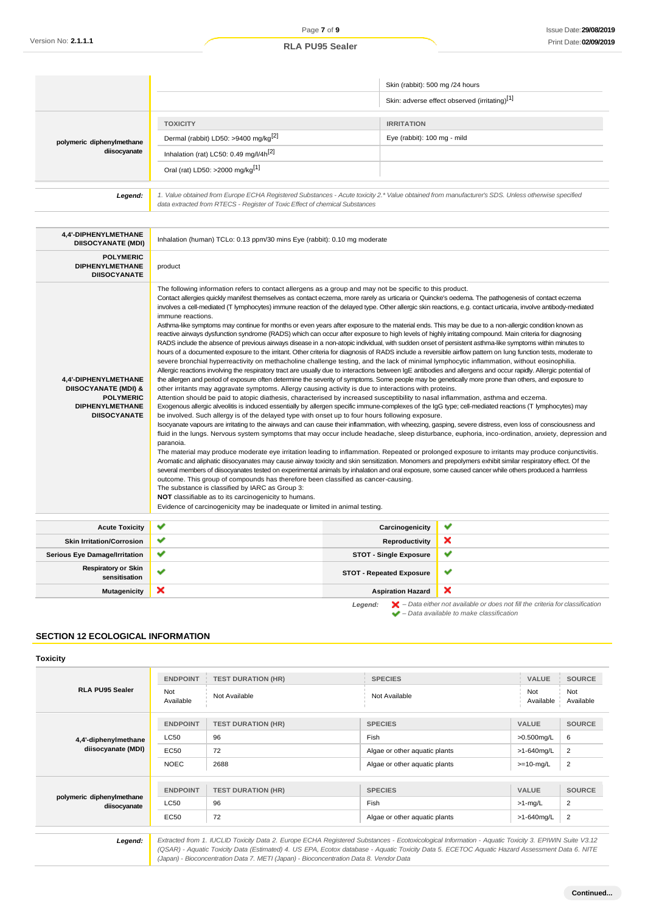| | | |
|---|---|---|
| | | Skin (rabbit): 500 mg /24 hours |
| | | Skin: adverse effect observed (irritating)[1] |
| **polymeric diphenylmethane diisocyanate** | **TOXICITY** | **IRRITATION** |
| | Dermal (rabbit) LD50: >9400 mg/kg[2] | Eye (rabbit): 100 mg - mild |
| | Inhalation (rat) LC50: 0.49 mg/l/4h[2] | |
| | Oral (rat) LD50: >2000 mg/kg[1] | |
| ***Legend:*** | *1. Value obtained from Europe ECHA Registered Substances - Acute toxicity 2.* Value obtained from manufacturer's SDS. Unless otherwise specified data extracted from RTECS - Register of Toxic Effect of chemical Substances* | |

| | |
|---|---|
| **4,4'-DIPHENYLMETHANE DIISOCYANATE (MDI)** | Inhalation (human) TCLo: 0.13 ppm/30 mins Eye (rabbit): 0.10 mg moderate |
| **POLYMERIC DIPHENYLMETHANE DIISOCYANATE** | product |
| **4,4'-DIPHENYLMETHANE DIISOCYANATE (MDI) & POLYMERIC DIPHENYLMETHANE DIISOCYANATE** | The following information refers to contact allergens as a group and may not be specific to this product.<br>Contact allergies quickly manifest themselves as contact eczema, more rarely as urticaria or Quincke's oedema. The pathogenesis of contact eczema involves a cell-mediated (T lymphocytes) immune reaction of the delayed type. Other allergic skin reactions, e.g. contact urticaria, involve antibody-mediated immune reactions.<br>Asthma-like symptoms may continue for months or even years after exposure to the material ends. This may be due to a non-allergic condition known as reactive airways dysfunction syndrome (RADS) which can occur after exposure to high levels of highly irritating compound. Main criteria for diagnosing RADS include the absence of previous airways disease in a non-atopic individual, with sudden onset of persistent asthma-like symptoms within minutes to hours of a documented exposure to the irritant. Other criteria for diagnosis of RADS include a reversible airflow pattern on lung function tests, moderate to severe bronchial hyperreactivity on methacholine challenge testing, and the lack of minimal lymphocytic inflammation, without eosinophilia.<br>Allergic reactions involving the respiratory tract are usually due to interactions between IgE antibodies and allergens and occur rapidly. Allergic potential of the allergen and period of exposure often determine the severity of symptoms. Some people may be genetically more prone than others, and exposure to other irritants may aggravate symptoms. Allergy causing activity is due to interactions with proteins.<br>Attention should be paid to atopic diathesis, characterised by increased susceptibility to nasal inflammation, asthma and eczema.<br>Exogenous allergic alveolitis is induced essentially by allergen specific immune-complexes of the IgG type; cell-mediated reactions (T lymphocytes) may be involved. Such allergy is of the delayed type with onset up to four hours following exposure.<br>Isocyanate vapours are irritating to the airways and can cause their inflammation, with wheezing, gasping, severe distress, even loss of consciousness and fluid in the lungs. Nervous system symptoms that may occur include headache, sleep disturbance, euphoria, inco-ordination, anxiety, depression and paranoia.<br>The material may produce moderate eye irritation leading to inflammation. Repeated or prolonged exposure to irritants may produce conjunctivitis.<br>Aromatic and aliphatic diisocyanates may cause airway toxicity and skin sensitization. Monomers and prepolymers exhibit similar respiratory effect. Of the several members of diisocyanates tested on experimental animals by inhalation and oral exposure, some caused cancer while others produced a harmless outcome. This group of compounds has therefore been classified as cancer-causing.<br>The substance is classified by IARC as Group 3:<br>**NOT** classifiable as to its carcinogenicity to humans.<br>Evidence of carcinogenicity may be inadequate or limited in animal testing. |

| | | | |
|---|---|---|---|
| **Acute Toxicity** | ✔ | **Carcinogenicity** | ✔ |
| **Skin Irritation/Corrosion** | ✔ | **Reproductivity** | ✘ |
| **Serious Eye Damage/Irritation** | ✔ | **STOT - Single Exposure** | ✔ |
| **Respiratory or Skin sensitisation** | ✔ | **STOT - Repeated Exposure** | ✔ |
| **Mutagenicity** | ✘ | **Aspiration Hazard** | ✘ |

*Legend:* ✘ *– Data either not available or does not fill the criteria for classification*
✔ *– Data available to make classification*

## SECTION 12 ECOLOGICAL INFORMATION

### Toxicity

| | ENDPOINT | TEST DURATION (HR) | SPECIES | VALUE | SOURCE |
|---|---|---|---|---|---|
| **RLA PU95 Sealer** | Not Available | Not Available | Not Available | Not Available | Not Available |
| **4,4'-diphenylmethane diisocyanate (MDI)** | **ENDPOINT** | **TEST DURATION (HR)** | **SPECIES** | **VALUE** | **SOURCE** |
| | LC50 | 96 | Fish | >0.500mg/L | 6 |
| | EC50 | 72 | Algae or other aquatic plants | >1-640mg/L | 2 |
| | NOEC | 2688 | Algae or other aquatic plants | >=10-mg/L | 2 |
| **polymeric diphenylmethane diisocyanate** | **ENDPOINT** | **TEST DURATION (HR)** | **SPECIES** | **VALUE** | **SOURCE** |
| | LC50 | 96 | Fish | >1-mg/L | 2 |
| | EC50 | 72 | Algae or other aquatic plants | >1-640mg/L | 2 |
| ***Legend:*** | *Extracted from 1. IUCLID Toxicity Data 2. Europe ECHA Registered Substances - Ecotoxicological Information - Aquatic Toxicity 3. EPIWIN Suite V3.12 (QSAR) - Aquatic Toxicity Data (Estimated) 4. US EPA, Ecotox database - Aquatic Toxicity Data 5. ECETOC Aquatic Hazard Assessment Data 6. NITE (Japan) - Bioconcentration Data 7. METI (Japan) - Bioconcentration Data 8. Vendor Data* | | | | |

**Continued...**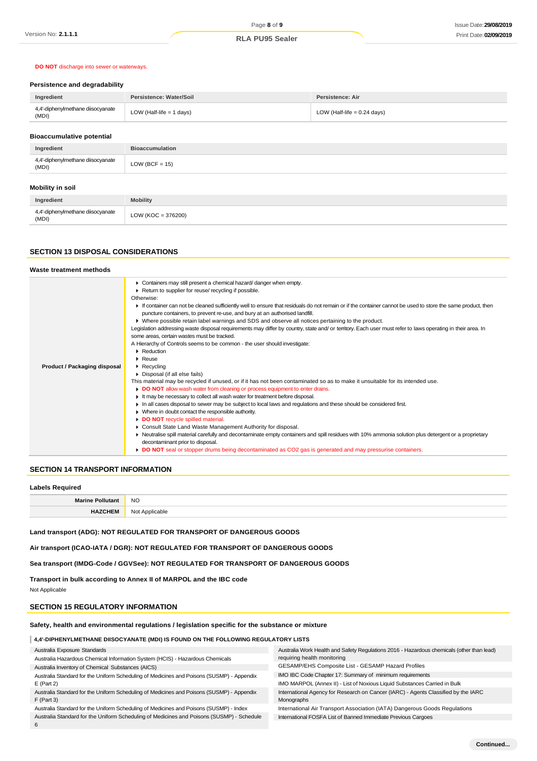**DO NOT** discharge into sewer or waterways.

### Persistence and degradability

| Ingredient | Persistence: Water/Soil | Persistence: Air |
|---|---|---|
| 4,4'-diphenylmethane diisocyanate (MDI) | LOW (Half-life = 1 days) | LOW (Half-life = 0.24 days) |

### Bioaccumulative potential

| Ingredient | Bioaccumulation |
|---|---|
| 4,4'-diphenylmethane diisocyanate (MDI) | LOW (BCF = 15) |

### Mobility in soil

| Ingredient | Mobility |
|---|---|
| 4,4'-diphenylmethane diisocyanate (MDI) | LOW (KOC = 376200) |

## SECTION 13 DISPOSAL CONSIDERATIONS

### Waste treatment methods

| | |
|---|---|
| **Product / Packaging disposal** | ▸ Containers may still present a chemical hazard/ danger when empty.<br>▸ Return to supplier for reuse/ recycling if possible.<br>Otherwise:<br>▸ If container can not be cleaned sufficiently well to ensure that residuals do not remain or if the container cannot be used to store the same product, then puncture containers, to prevent re-use, and bury at an authorised landfill.<br>▸ Where possible retain label warnings and SDS and observe all notices pertaining to the product.<br>Legislation addressing waste disposal requirements may differ by country, state and/ or territory. Each user must refer to laws operating in their area. In some areas, certain wastes must be tracked.<br>A Hierarchy of Controls seems to be common - the user should investigate:<br>▸ Reduction<br>▸ Reuse<br>▸ Recycling<br>▸ Disposal (if all else fails)<br>This material may be recycled if unused, or if it has not been contaminated so as to make it unsuitable for its intended use.<br>▸ **DO NOT** allow wash water from cleaning or process equipment to enter drains.<br>▸ It may be necessary to collect all wash water for treatment before disposal.<br>▸ In all cases disposal to sewer may be subject to local laws and regulations and these should be considered first.<br>▸ Where in doubt contact the responsible authority.<br>▸ **DO NOT** recycle spilled material.<br>▸ Consult State Land Waste Management Authority for disposal.<br>▸ Neutralise spill material carefully and decontaminate empty containers and spill residues with 10% ammonia solution plus detergent or a proprietary decontaminant prior to disposal.<br>▸ **DO NOT** seal or stopper drums being decontaminated as $CO_2$ gas is generated and may pressurise containers. |

## SECTION 14 TRANSPORT INFORMATION

### Labels Required

| | |
|---|---|
| **Marine Pollutant** | NO |
| **HAZCHEM** | Not Applicable |

**Land transport (ADG): NOT REGULATED FOR TRANSPORT OF DANGEROUS GOODS**

**Air transport (ICAO-IATA / DGR): NOT REGULATED FOR TRANSPORT OF DANGEROUS GOODS**

**Sea transport (IMDG-Code / GGVSee): NOT REGULATED FOR TRANSPORT OF DANGEROUS GOODS**

**Transport in bulk according to Annex II of MARPOL and the IBC code**

Not Applicable

## SECTION 15 REGULATORY INFORMATION

### Safety, health and environmental regulations / legislation specific for the substance or mixture

**4,4'-DIPHENYLMETHANE DIISOCYANATE (MDI) IS FOUND ON THE FOLLOWING REGULATORY LISTS**

| | |
|---|---|
| Australia Exposure Standards | Australia Work Health and Safety Regulations 2016 - Hazardous chemicals (other than lead) requiring health monitoring |
| Australia Hazardous Chemical Information System (HCIS) - Hazardous Chemicals | GESAMP/EHS Composite List - GESAMP Hazard Profiles |
| Australia Inventory of Chemical Substances (AICS) | IMO IBC Code Chapter 17: Summary of minimum requirements |
| Australia Standard for the Uniform Scheduling of Medicines and Poisons (SUSMP) - Appendix E (Part 2) | IMO MARPOL (Annex II) - List of Noxious Liquid Substances Carried in Bulk |
| Australia Standard for the Uniform Scheduling of Medicines and Poisons (SUSMP) - Appendix F (Part 3) | International Agency for Research on Cancer (IARC) - Agents Classified by the IARC Monographs |
| Australia Standard for the Uniform Scheduling of Medicines and Poisons (SUSMP) - Index | International Air Transport Association (IATA) Dangerous Goods Regulations |
| Australia Standard for the Uniform Scheduling of Medicines and Poisons (SUSMP) - Schedule 6 | International FOSFA List of Banned Immediate Previous Cargoes |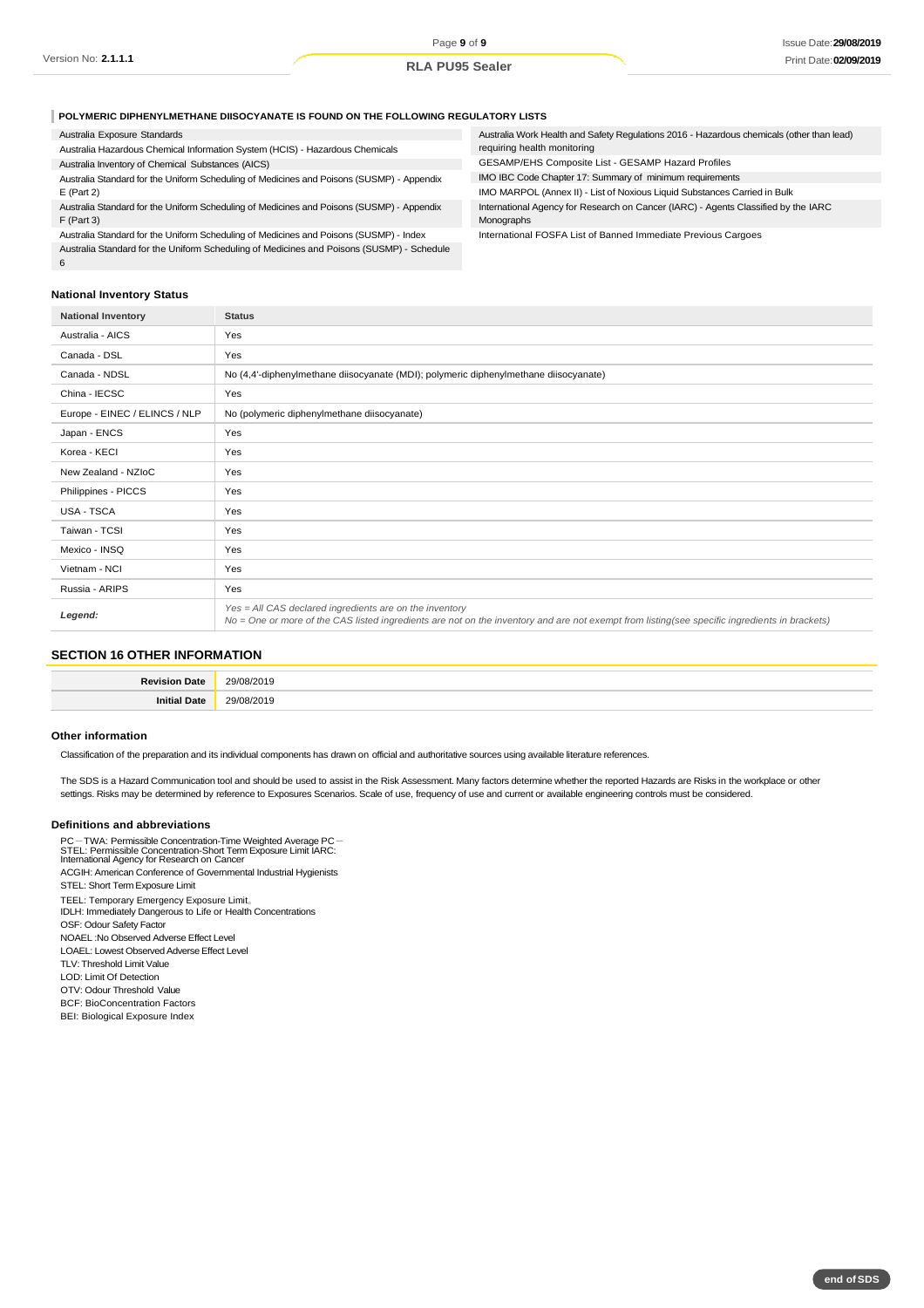### POLYMERIC DIPHENYLMETHANE DIISOCYANATE IS FOUND ON THE FOLLOWING REGULATORY LISTS

| | |
|---|---|
| Australia Exposure Standards | Australia Work Health and Safety Regulations 2016 - Hazardous chemicals (other than lead) requiring health monitoring |
| Australia Hazardous Chemical Information System (HCIS) - Hazardous Chemicals | GESAMP/EHS Composite List - GESAMP Hazard Profiles |
| Australia Inventory of Chemical Substances (AICS) | IMO IBC Code Chapter 17: Summary of minimum requirements |
| Australia Standard for the Uniform Scheduling of Medicines and Poisons (SUSMP) - Appendix E (Part 2) | IMO MARPOL (Annex II) - List of Noxious Liquid Substances Carried in Bulk |
| Australia Standard for the Uniform Scheduling of Medicines and Poisons (SUSMP) - Appendix F (Part 3) | International Agency for Research on Cancer (IARC) - Agents Classified by the IARC Monographs |
| Australia Standard for the Uniform Scheduling of Medicines and Poisons (SUSMP) - Index | International FOSFA List of Banned Immediate Previous Cargoes |
| Australia Standard for the Uniform Scheduling of Medicines and Poisons (SUSMP) - Schedule 6 | |

### National Inventory Status

| National Inventory | Status |
|---|---|
| Australia - AICS | Yes |
| Canada - DSL | Yes |
| Canada - NDSL | No (4,4'-diphenylmethane diisocyanate (MDI); polymeric diphenylmethane diisocyanate) |
| China - IECSC | Yes |
| Europe - EINEC / ELINCS / NLP | No (polymeric diphenylmethane diisocyanate) |
| Japan - ENCS | Yes |
| Korea - KECI | Yes |
| New Zealand - NZIoC | Yes |
| Philippines - PICCS | Yes |
| USA - TSCA | Yes |
| Taiwan - TCSI | Yes |
| Mexico - INSQ | Yes |
| Vietnam - NCI | Yes |
| Russia - ARIPS | Yes |
| ***Legend:*** | *Yes = All CAS declared ingredients are on the inventory*<br>*No = One or more of the CAS listed ingredients are not on the inventory and are not exempt from listing(see specific ingredients in brackets)* |

## SECTION 16 OTHER INFORMATION

| | |
|---|---|
| **Revision Date** | 29/08/2019 |
| **Initial Date** | 29/08/2019 |

### Other information

Classification of the preparation and its individual components has drawn on official and authoritative sources using available literature references.

The SDS is a Hazard Communication tool and should be used to assist in the Risk Assessment. Many factors determine whether the reported Hazards are Risks in the workplace or other settings. Risks may be determined by reference to Exposures Scenarios. Scale of use, frequency of use and current or available engineering controls must be considered.

### Definitions and abbreviations

PC－TWA: Permissible Concentration-Time Weighted Average PC－STEL: Permissible Concentration-Short Term Exposure Limit IARC: International Agency for Research on Cancer
ACGIH: American Conference of Governmental Industrial Hygienists
STEL: Short Term Exposure Limit
TEEL: Temporary Emergency Exposure Limit。
IDLH: Immediately Dangerous to Life or Health Concentrations
OSF: Odour Safety Factor
NOAEL :No Observed Adverse Effect Level
LOAEL: Lowest Observed Adverse Effect Level
TLV: Threshold Limit Value
LOD: Limit Of Detection
OTV: Odour Threshold Value
BCF: BioConcentration Factors
BEI: Biological Exposure Index

**end of SDS**